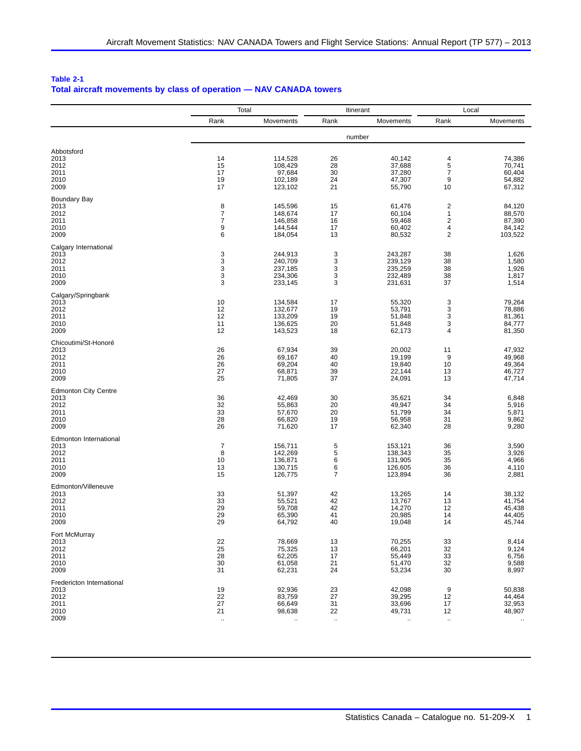**Table 2-1**
**Total aircraft movements by class of operation — NAV CANADA towers**

| | Total | | Itinerant | | Local | |
|---|---|---|---|---|---|---|
| | Rank | Movements | Rank | Movements | Rank | Movements |
| | number | | | | | |
| **Abbotsford** | | | | | | |
| 2013 | 14 | 114,528 | 26 | 40,142 | 4 | 74,386 |
| 2012 | 15 | 108,429 | 28 | 37,688 | 5 | 70,741 |
| 2011 | 17 | 97,684 | 30 | 37,280 | 7 | 60,404 |
| 2010 | 19 | 102,189 | 24 | 47,307 | 9 | 54,882 |
| 2009 | 17 | 123,102 | 21 | 55,790 | 10 | 67,312 |
| **Boundary Bay** | | | | | | |
| 2013 | 8 | 145,596 | 15 | 61,476 | 2 | 84,120 |
| 2012 | 7 | 148,674 | 17 | 60,104 | 1 | 88,570 |
| 2011 | 7 | 146,858 | 16 | 59,468 | 2 | 87,390 |
| 2010 | 9 | 144,544 | 17 | 60,402 | 4 | 84,142 |
| 2009 | 6 | 184,054 | 13 | 80,532 | 2 | 103,522 |
| **Calgary International** | | | | | | |
| 2013 | 3 | 244,913 | 3 | 243,287 | 38 | 1,626 |
| 2012 | 3 | 240,709 | 3 | 239,129 | 38 | 1,580 |
| 2011 | 3 | 237,185 | 3 | 235,259 | 38 | 1,926 |
| 2010 | 3 | 234,306 | 3 | 232,489 | 38 | 1,817 |
| 2009 | 3 | 233,145 | 3 | 231,631 | 37 | 1,514 |
| **Calgary/Springbank** | | | | | | |
| 2013 | 10 | 134,584 | 17 | 55,320 | 3 | 79,264 |
| 2012 | 12 | 132,677 | 19 | 53,791 | 3 | 78,886 |
| 2011 | 12 | 133,209 | 19 | 51,848 | 3 | 81,361 |
| 2010 | 11 | 136,625 | 20 | 51,848 | 3 | 84,777 |
| 2009 | 12 | 143,523 | 18 | 62,173 | 4 | 81,350 |
| **Chicoutimi/St-Honoré** | | | | | | |
| 2013 | 26 | 67,934 | 39 | 20,002 | 11 | 47,932 |
| 2012 | 26 | 69,167 | 40 | 19,199 | 9 | 49,968 |
| 2011 | 26 | 69,204 | 40 | 19,840 | 10 | 49,364 |
| 2010 | 27 | 68,871 | 39 | 22,144 | 13 | 46,727 |
| 2009 | 25 | 71,805 | 37 | 24,091 | 13 | 47,714 |
| **Edmonton City Centre** | | | | | | |
| 2013 | 36 | 42,469 | 30 | 35,621 | 34 | 6,848 |
| 2012 | 32 | 55,863 | 20 | 49,947 | 34 | 5,916 |
| 2011 | 33 | 57,670 | 20 | 51,799 | 34 | 5,871 |
| 2010 | 28 | 66,820 | 19 | 56,958 | 31 | 9,862 |
| 2009 | 26 | 71,620 | 17 | 62,340 | 28 | 9,280 |
| **Edmonton International** | | | | | | |
| 2013 | 7 | 156,711 | 5 | 153,121 | 36 | 3,590 |
| 2012 | 8 | 142,269 | 5 | 138,343 | 35 | 3,926 |
| 2011 | 10 | 136,871 | 6 | 131,905 | 35 | 4,966 |
| 2010 | 13 | 130,715 | 6 | 126,605 | 36 | 4,110 |
| 2009 | 15 | 126,775 | 7 | 123,894 | 36 | 2,881 |
| **Edmonton/Villeneuve** | | | | | | |
| 2013 | 33 | 51,397 | 42 | 13,265 | 14 | 38,132 |
| 2012 | 33 | 55,521 | 42 | 13,767 | 13 | 41,754 |
| 2011 | 29 | 59,708 | 42 | 14,270 | 12 | 45,438 |
| 2010 | 29 | 65,390 | 41 | 20,985 | 14 | 44,405 |
| 2009 | 29 | 64,792 | 40 | 19,048 | 14 | 45,744 |
| **Fort McMurray** | | | | | | |
| 2013 | 22 | 78,669 | 13 | 70,255 | 33 | 8,414 |
| 2012 | 25 | 75,325 | 13 | 66,201 | 32 | 9,124 |
| 2011 | 28 | 62,205 | 17 | 55,449 | 33 | 6,756 |
| 2010 | 30 | 61,058 | 21 | 51,470 | 32 | 9,588 |
| 2009 | 31 | 62,231 | 24 | 53,234 | 30 | 8,997 |
| **Fredericton International** | | | | | | |
| 2013 | 19 | 92,936 | 23 | 42,098 | 9 | 50,838 |
| 2012 | 22 | 83,759 | 27 | 39,295 | 12 | 44,464 |
| 2011 | 27 | 66,649 | 31 | 33,696 | 17 | 32,953 |
| 2010 | 21 | 98,638 | 22 | 49,731 | 12 | 48,907 |
| 2009 | .. | .. | .. | .. | .. | .. |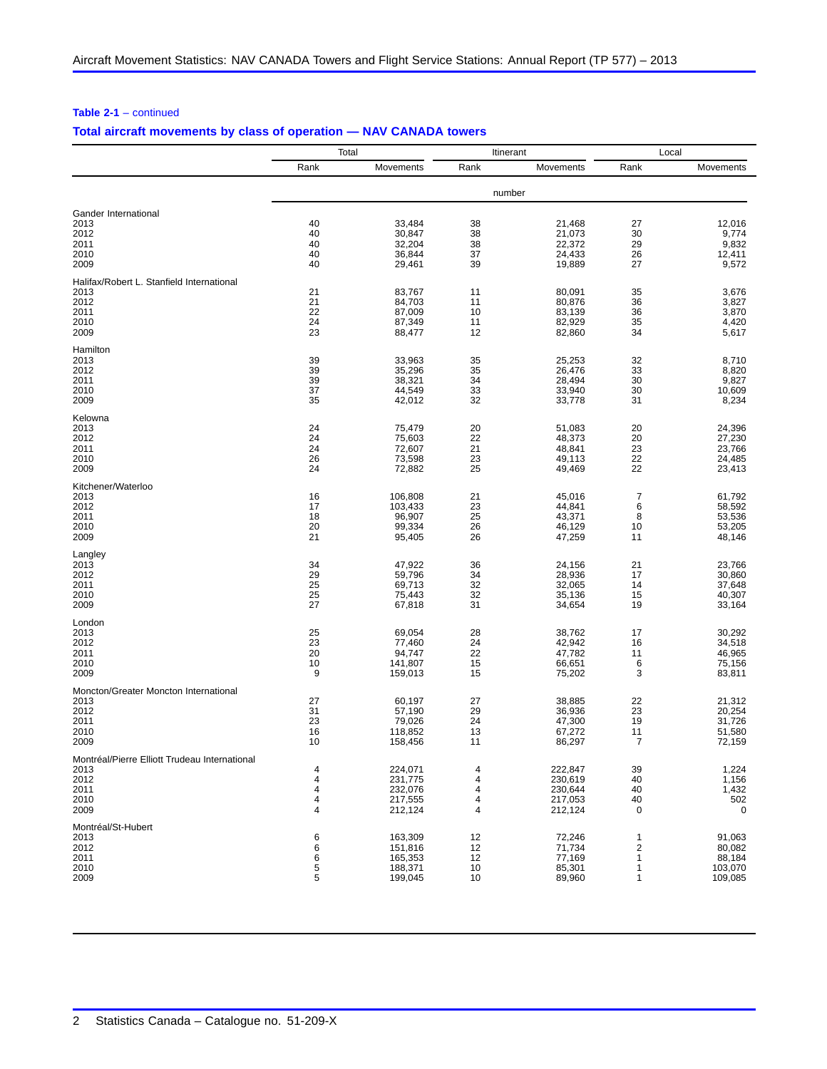**Table 2-1** – continued

**Total aircraft movements by class of operation — NAV CANADA towers**

| | Total | | Itinerant | | Local | |
|---|---|---|---|---|---|---|
| | Rank | Movements | Rank | Movements | Rank | Movements |
| | number | | | | | |
| **Gander International** | | | | | | |
| 2013 | 40 | 33,484 | 38 | 21,468 | 27 | 12,016 |
| 2012 | 40 | 30,847 | 38 | 21,073 | 30 | 9,774 |
| 2011 | 40 | 32,204 | 38 | 22,372 | 29 | 9,832 |
| 2010 | 40 | 36,844 | 37 | 24,433 | 26 | 12,411 |
| 2009 | 40 | 29,461 | 39 | 19,889 | 27 | 9,572 |
| **Halifax/Robert L. Stanfield International** | | | | | | |
| 2013 | 21 | 83,767 | 11 | 80,091 | 35 | 3,676 |
| 2012 | 21 | 84,703 | 11 | 80,876 | 36 | 3,827 |
| 2011 | 22 | 87,009 | 10 | 83,139 | 36 | 3,870 |
| 2010 | 24 | 87,349 | 11 | 82,929 | 35 | 4,420 |
| 2009 | 23 | 88,477 | 12 | 82,860 | 34 | 5,617 |
| **Hamilton** | | | | | | |
| 2013 | 39 | 33,963 | 35 | 25,253 | 32 | 8,710 |
| 2012 | 39 | 35,296 | 35 | 26,476 | 33 | 8,820 |
| 2011 | 39 | 38,321 | 34 | 28,494 | 30 | 9,827 |
| 2010 | 37 | 44,549 | 33 | 33,940 | 30 | 10,609 |
| 2009 | 35 | 42,012 | 32 | 33,778 | 31 | 8,234 |
| **Kelowna** | | | | | | |
| 2013 | 24 | 75,479 | 20 | 51,083 | 20 | 24,396 |
| 2012 | 24 | 75,603 | 22 | 48,373 | 20 | 27,230 |
| 2011 | 24 | 72,607 | 21 | 48,841 | 23 | 23,766 |
| 2010 | 26 | 73,598 | 23 | 49,113 | 22 | 24,485 |
| 2009 | 24 | 72,882 | 25 | 49,469 | 22 | 23,413 |
| **Kitchener/Waterloo** | | | | | | |
| 2013 | 16 | 106,808 | 21 | 45,016 | 7 | 61,792 |
| 2012 | 17 | 103,433 | 23 | 44,841 | 6 | 58,592 |
| 2011 | 18 | 96,907 | 25 | 43,371 | 8 | 53,536 |
| 2010 | 20 | 99,334 | 26 | 46,129 | 10 | 53,205 |
| 2009 | 21 | 95,405 | 26 | 47,259 | 11 | 48,146 |
| **Langley** | | | | | | |
| 2013 | 34 | 47,922 | 36 | 24,156 | 21 | 23,766 |
| 2012 | 29 | 59,796 | 34 | 28,936 | 17 | 30,860 |
| 2011 | 25 | 69,713 | 32 | 32,065 | 14 | 37,648 |
| 2010 | 25 | 75,443 | 32 | 35,136 | 15 | 40,307 |
| 2009 | 27 | 67,818 | 31 | 34,654 | 19 | 33,164 |
| **London** | | | | | | |
| 2013 | 25 | 69,054 | 28 | 38,762 | 17 | 30,292 |
| 2012 | 23 | 77,460 | 24 | 42,942 | 16 | 34,518 |
| 2011 | 20 | 94,747 | 22 | 47,782 | 11 | 46,965 |
| 2010 | 10 | 141,807 | 15 | 66,651 | 6 | 75,156 |
| 2009 | 9 | 159,013 | 15 | 75,202 | 3 | 83,811 |
| **Moncton/Greater Moncton International** | | | | | | |
| 2013 | 27 | 60,197 | 27 | 38,885 | 22 | 21,312 |
| 2012 | 31 | 57,190 | 29 | 36,936 | 23 | 20,254 |
| 2011 | 23 | 79,026 | 24 | 47,300 | 19 | 31,726 |
| 2010 | 16 | 118,852 | 13 | 67,272 | 11 | 51,580 |
| 2009 | 10 | 158,456 | 11 | 86,297 | 7 | 72,159 |
| **Montréal/Pierre Elliott Trudeau International** | | | | | | |
| 2013 | 4 | 224,071 | 4 | 222,847 | 39 | 1,224 |
| 2012 | 4 | 231,775 | 4 | 230,619 | 40 | 1,156 |
| 2011 | 4 | 232,076 | 4 | 230,644 | 40 | 1,432 |
| 2010 | 4 | 217,555 | 4 | 217,053 | 40 | 502 |
| 2009 | 4 | 212,124 | 4 | 212,124 | 0 | 0 |
| **Montréal/St-Hubert** | | | | | | |
| 2013 | 6 | 163,309 | 12 | 72,246 | 1 | 91,063 |
| 2012 | 6 | 151,816 | 12 | 71,734 | 2 | 80,082 |
| 2011 | 6 | 165,353 | 12 | 77,169 | 1 | 88,184 |
| 2010 | 5 | 188,371 | 10 | 85,301 | 1 | 103,070 |
| 2009 | 5 | 199,045 | 10 | 89,960 | 1 | 109,085 |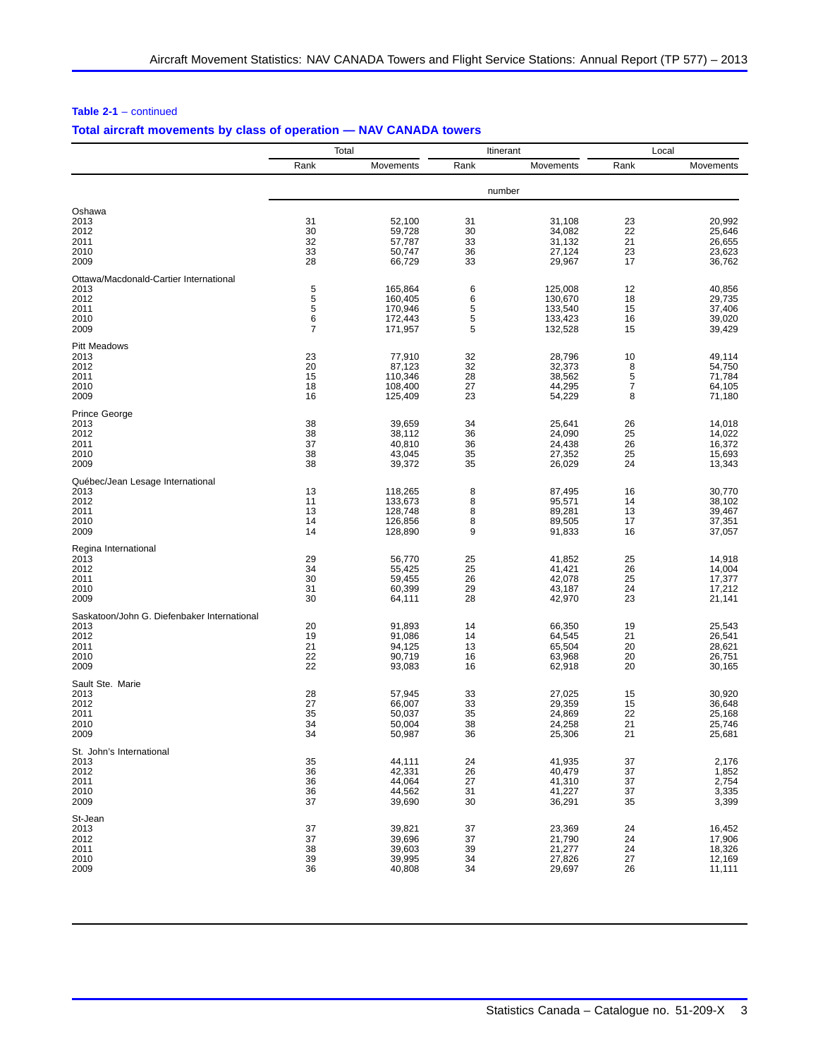**Table 2-1** – continued

**Total aircraft movements by class of operation — NAV CANADA towers**

| | Total | | Itinerant | | Local | |
|---|---|---|---|---|---|---|
| | Rank | Movements | Rank | Movements | Rank | Movements |
| | number | | | | | |
| **Oshawa** | | | | | | |
| 2013 | 31 | 52,100 | 31 | 31,108 | 23 | 20,992 |
| 2012 | 30 | 59,728 | 30 | 34,082 | 22 | 25,646 |
| 2011 | 32 | 57,787 | 33 | 31,132 | 21 | 26,655 |
| 2010 | 33 | 50,747 | 36 | 27,124 | 23 | 23,623 |
| 2009 | 28 | 66,729 | 33 | 29,967 | 17 | 36,762 |
| **Ottawa/Macdonald-Cartier International** | | | | | | |
| 2013 | 5 | 165,864 | 6 | 125,008 | 12 | 40,856 |
| 2012 | 5 | 160,405 | 6 | 130,670 | 18 | 29,735 |
| 2011 | 5 | 170,946 | 5 | 133,540 | 15 | 37,406 |
| 2010 | 6 | 172,443 | 5 | 133,423 | 16 | 39,020 |
| 2009 | 7 | 171,957 | 5 | 132,528 | 15 | 39,429 |
| **Pitt Meadows** | | | | | | |
| 2013 | 23 | 77,910 | 32 | 28,796 | 10 | 49,114 |
| 2012 | 20 | 87,123 | 32 | 32,373 | 8 | 54,750 |
| 2011 | 15 | 110,346 | 28 | 38,562 | 5 | 71,784 |
| 2010 | 18 | 108,400 | 27 | 44,295 | 7 | 64,105 |
| 2009 | 16 | 125,409 | 23 | 54,229 | 8 | 71,180 |
| **Prince George** | | | | | | |
| 2013 | 38 | 39,659 | 34 | 25,641 | 26 | 14,018 |
| 2012 | 38 | 38,112 | 36 | 24,090 | 25 | 14,022 |
| 2011 | 37 | 40,810 | 36 | 24,438 | 26 | 16,372 |
| 2010 | 38 | 43,045 | 35 | 27,352 | 25 | 15,693 |
| 2009 | 38 | 39,372 | 35 | 26,029 | 24 | 13,343 |
| **Québec/Jean Lesage International** | | | | | | |
| 2013 | 13 | 118,265 | 8 | 87,495 | 16 | 30,770 |
| 2012 | 11 | 133,673 | 8 | 95,571 | 14 | 38,102 |
| 2011 | 13 | 128,748 | 8 | 89,281 | 13 | 39,467 |
| 2010 | 14 | 126,856 | 8 | 89,505 | 17 | 37,351 |
| 2009 | 14 | 128,890 | 9 | 91,833 | 16 | 37,057 |
| **Regina International** | | | | | | |
| 2013 | 29 | 56,770 | 25 | 41,852 | 25 | 14,918 |
| 2012 | 34 | 55,425 | 25 | 41,421 | 26 | 14,004 |
| 2011 | 30 | 59,455 | 26 | 42,078 | 25 | 17,377 |
| 2010 | 31 | 60,399 | 29 | 43,187 | 24 | 17,212 |
| 2009 | 30 | 64,111 | 28 | 42,970 | 23 | 21,141 |
| **Saskatoon/John G. Diefenbaker International** | | | | | | |
| 2013 | 20 | 91,893 | 14 | 66,350 | 19 | 25,543 |
| 2012 | 19 | 91,086 | 14 | 64,545 | 21 | 26,541 |
| 2011 | 21 | 94,125 | 13 | 65,504 | 20 | 28,621 |
| 2010 | 22 | 90,719 | 16 | 63,968 | 20 | 26,751 |
| 2009 | 22 | 93,083 | 16 | 62,918 | 20 | 30,165 |
| **Sault Ste. Marie** | | | | | | |
| 2013 | 28 | 57,945 | 33 | 27,025 | 15 | 30,920 |
| 2012 | 27 | 66,007 | 33 | 29,359 | 15 | 36,648 |
| 2011 | 35 | 50,037 | 35 | 24,869 | 22 | 25,168 |
| 2010 | 34 | 50,004 | 38 | 24,258 | 21 | 25,746 |
| 2009 | 34 | 50,987 | 36 | 25,306 | 21 | 25,681 |
| **St. John's International** | | | | | | |
| 2013 | 35 | 44,111 | 24 | 41,935 | 37 | 2,176 |
| 2012 | 36 | 42,331 | 26 | 40,479 | 37 | 1,852 |
| 2011 | 36 | 44,064 | 27 | 41,310 | 37 | 2,754 |
| 2010 | 36 | 44,562 | 31 | 41,227 | 37 | 3,335 |
| 2009 | 37 | 39,690 | 30 | 36,291 | 35 | 3,399 |
| **St-Jean** | | | | | | |
| 2013 | 37 | 39,821 | 37 | 23,369 | 24 | 16,452 |
| 2012 | 37 | 39,696 | 37 | 21,790 | 24 | 17,906 |
| 2011 | 38 | 39,603 | 39 | 21,277 | 24 | 18,326 |
| 2010 | 39 | 39,995 | 34 | 27,826 | 27 | 12,169 |
| 2009 | 36 | 40,808 | 34 | 29,697 | 26 | 11,111 |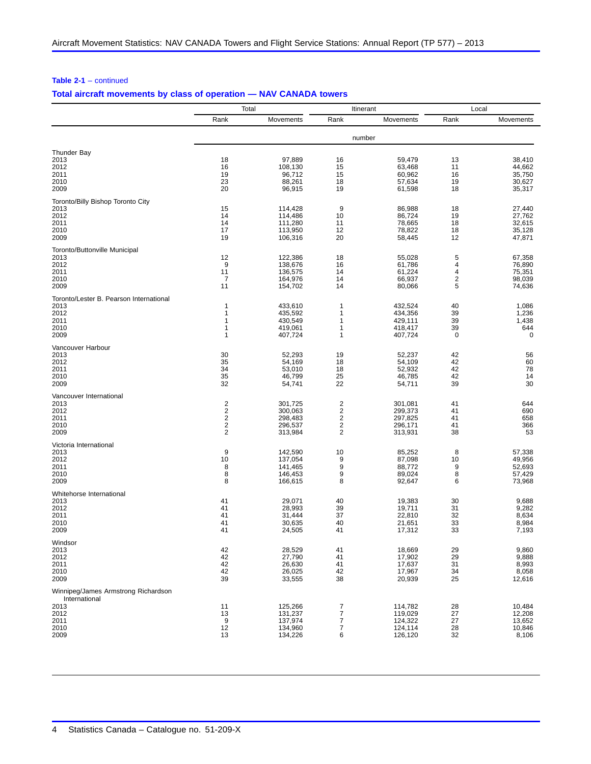**Table 2-1** – continued

**Total aircraft movements by class of operation — NAV CANADA towers**

| | Total | | Itinerant | | Local | |
|---|---|---|---|---|---|---|
| | Rank | Movements | Rank | Movements | Rank | Movements |
| | number | | | | | |
| **Thunder Bay** | | | | | | |
| 2013 | 18 | 97,889 | 16 | 59,479 | 13 | 38,410 |
| 2012 | 16 | 108,130 | 15 | 63,468 | 11 | 44,662 |
| 2011 | 19 | 96,712 | 15 | 60,962 | 16 | 35,750 |
| 2010 | 23 | 88,261 | 18 | 57,634 | 19 | 30,627 |
| 2009 | 20 | 96,915 | 19 | 61,598 | 18 | 35,317 |
| **Toronto/Billy Bishop Toronto City** | | | | | | |
| 2013 | 15 | 114,428 | 9 | 86,988 | 18 | 27,440 |
| 2012 | 14 | 114,486 | 10 | 86,724 | 19 | 27,762 |
| 2011 | 14 | 111,280 | 11 | 78,665 | 18 | 32,615 |
| 2010 | 17 | 113,950 | 12 | 78,822 | 18 | 35,128 |
| 2009 | 19 | 106,316 | 20 | 58,445 | 12 | 47,871 |
| **Toronto/Buttonville Municipal** | | | | | | |
| 2013 | 12 | 122,386 | 18 | 55,028 | 5 | 67,358 |
| 2012 | 9 | 138,676 | 16 | 61,786 | 4 | 76,890 |
| 2011 | 11 | 136,575 | 14 | 61,224 | 4 | 75,351 |
| 2010 | 7 | 164,976 | 14 | 66,937 | 2 | 98,039 |
| 2009 | 11 | 154,702 | 14 | 80,066 | 5 | 74,636 |
| **Toronto/Lester B. Pearson International** | | | | | | |
| 2013 | 1 | 433,610 | 1 | 432,524 | 40 | 1,086 |
| 2012 | 1 | 435,592 | 1 | 434,356 | 39 | 1,236 |
| 2011 | 1 | 430,549 | 1 | 429,111 | 39 | 1,438 |
| 2010 | 1 | 419,061 | 1 | 418,417 | 39 | 644 |
| 2009 | 1 | 407,724 | 1 | 407,724 | 0 | 0 |
| **Vancouver Harbour** | | | | | | |
| 2013 | 30 | 52,293 | 19 | 52,237 | 42 | 56 |
| 2012 | 35 | 54,169 | 18 | 54,109 | 42 | 60 |
| 2011 | 34 | 53,010 | 18 | 52,932 | 42 | 78 |
| 2010 | 35 | 46,799 | 25 | 46,785 | 42 | 14 |
| 2009 | 32 | 54,741 | 22 | 54,711 | 39 | 30 |
| **Vancouver International** | | | | | | |
| 2013 | 2 | 301,725 | 2 | 301,081 | 41 | 644 |
| 2012 | 2 | 300,063 | 2 | 299,373 | 41 | 690 |
| 2011 | 2 | 298,483 | 2 | 297,825 | 41 | 658 |
| 2010 | 2 | 296,537 | 2 | 296,171 | 41 | 366 |
| 2009 | 2 | 313,984 | 2 | 313,931 | 38 | 53 |
| **Victoria International** | | | | | | |
| 2013 | 9 | 142,590 | 10 | 85,252 | 8 | 57,338 |
| 2012 | 10 | 137,054 | 9 | 87,098 | 10 | 49,956 |
| 2011 | 8 | 141,465 | 9 | 88,772 | 9 | 52,693 |
| 2010 | 8 | 146,453 | 9 | 89,024 | 8 | 57,429 |
| 2009 | 8 | 166,615 | 8 | 92,647 | 6 | 73,968 |
| **Whitehorse International** | | | | | | |
| 2013 | 41 | 29,071 | 40 | 19,383 | 30 | 9,688 |
| 2012 | 41 | 28,993 | 39 | 19,711 | 31 | 9,282 |
| 2011 | 41 | 31,444 | 37 | 22,810 | 32 | 8,634 |
| 2010 | 41 | 30,635 | 40 | 21,651 | 33 | 8,984 |
| 2009 | 41 | 24,505 | 41 | 17,312 | 33 | 7,193 |
| **Windsor** | | | | | | |
| 2013 | 42 | 28,529 | 41 | 18,669 | 29 | 9,860 |
| 2012 | 42 | 27,790 | 41 | 17,902 | 29 | 9,888 |
| 2011 | 42 | 26,630 | 41 | 17,637 | 31 | 8,993 |
| 2010 | 42 | 26,025 | 42 | 17,967 | 34 | 8,058 |
| 2009 | 39 | 33,555 | 38 | 20,939 | 25 | 12,616 |
| **Winnipeg/James Armstrong Richardson International** | | | | | | |
| 2013 | 11 | 125,266 | 7 | 114,782 | 28 | 10,484 |
| 2012 | 13 | 131,237 | 7 | 119,029 | 27 | 12,208 |
| 2011 | 9 | 137,974 | 7 | 124,322 | 27 | 13,652 |
| 2010 | 12 | 134,960 | 7 | 124,114 | 28 | 10,846 |
| 2009 | 13 | 134,226 | 6 | 126,120 | 32 | 8,106 |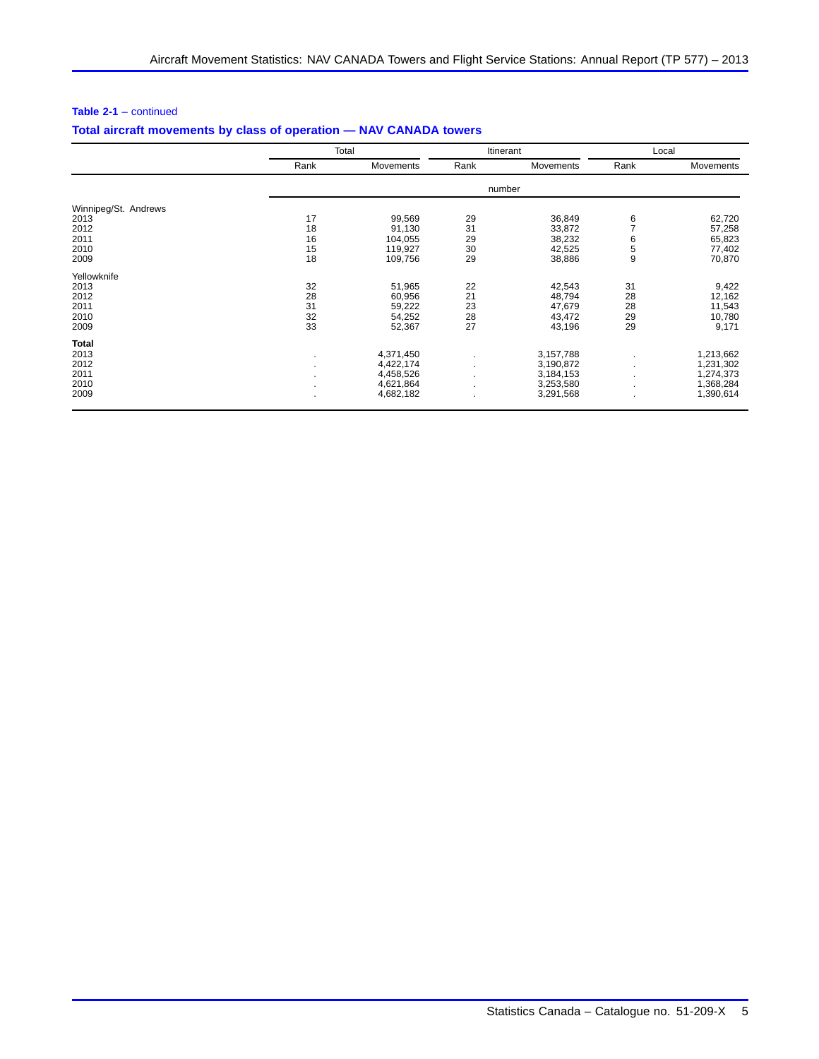**Table 2-1** – continued

**Total aircraft movements by class of operation — NAV CANADA towers**

| | Total | | Itinerant | | Local | |
|---|---|---|---|---|---|---|
| | Rank | Movements | Rank | Movements | Rank | Movements |
| | number | | | | | |
| Winnipeg/St. Andrews | | | | | | |
| 2013 | 17 | 99,569 | 29 | 36,849 | 6 | 62,720 |
| 2012 | 18 | 91,130 | 31 | 33,872 | 7 | 57,258 |
| 2011 | 16 | 104,055 | 29 | 38,232 | 6 | 65,823 |
| 2010 | 15 | 119,927 | 30 | 42,525 | 5 | 77,402 |
| 2009 | 18 | 109,756 | 29 | 38,886 | 9 | 70,870 |
| Yellowknife | | | | | | |
| 2013 | 32 | 51,965 | 22 | 42,543 | 31 | 9,422 |
| 2012 | 28 | 60,956 | 21 | 48,794 | 28 | 12,162 |
| 2011 | 31 | 59,222 | 23 | 47,679 | 28 | 11,543 |
| 2010 | 32 | 54,252 | 28 | 43,472 | 29 | 10,780 |
| 2009 | 33 | 52,367 | 27 | 43,196 | 29 | 9,171 |
| **Total** | | | | | | |
| 2013 | . | 4,371,450 | . | 3,157,788 | . | 1,213,662 |
| 2012 | . | 4,422,174 | . | 3,190,872 | . | 1,231,302 |
| 2011 | . | 4,458,526 | . | 3,184,153 | . | 1,274,373 |
| 2010 | . | 4,621,864 | . | 3,253,580 | . | 1,368,284 |
| 2009 | . | 4,682,182 | . | 3,291,568 | . | 1,390,614 |